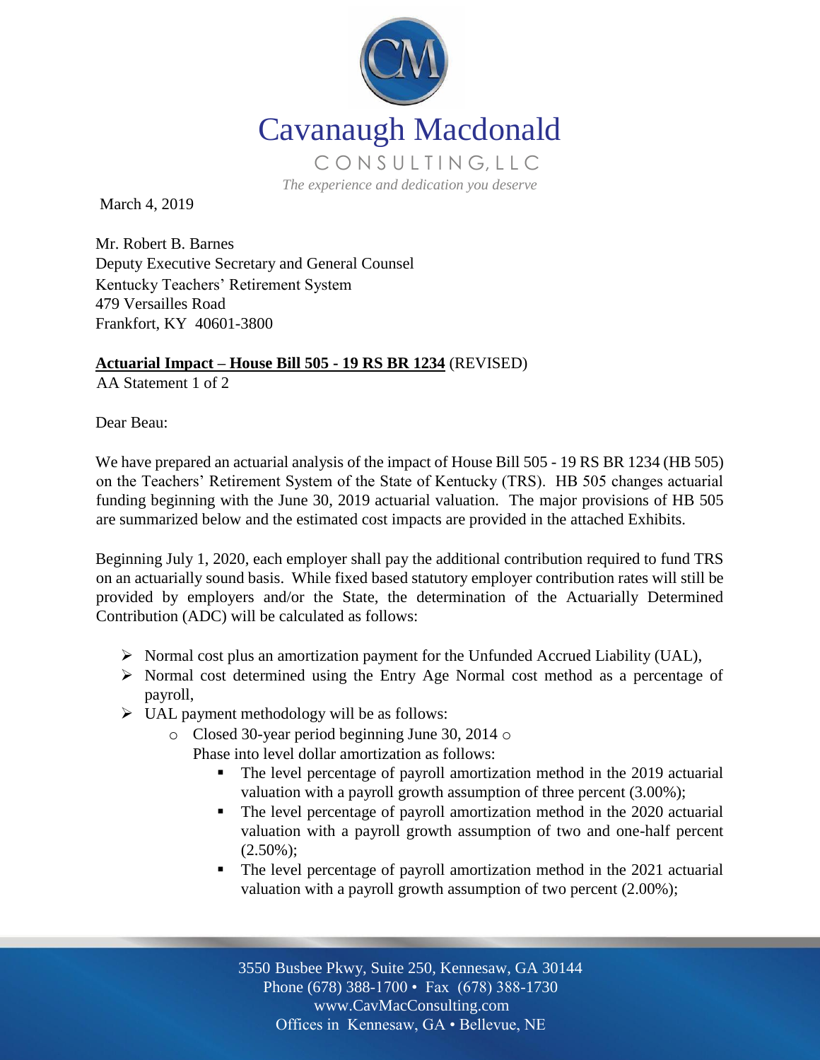Cavanaugh Macdonald

CONSULTING, LLC

*The experience and dedication you deserve*

March 4, 2019

Mr. Robert B. Barnes
Deputy Executive Secretary and General Counsel
Kentucky Teachers' Retirement System
479 Versailles Road
Frankfort, KY 40601-3800

**Actuarial Impact – House Bill 505 - 19 RS BR 1234** (REVISED)
AA Statement 1 of 2

Dear Beau:

We have prepared an actuarial analysis of the impact of House Bill 505 - 19 RS BR 1234 (HB 505) on the Teachers' Retirement System of the State of Kentucky (TRS). HB 505 changes actuarial funding beginning with the June 30, 2019 actuarial valuation. The major provisions of HB 505 are summarized below and the estimated cost impacts are provided in the attached Exhibits.

Beginning July 1, 2020, each employer shall pay the additional contribution required to fund TRS on an actuarially sound basis. While fixed based statutory employer contribution rates will still be provided by employers and/or the State, the determination of the Actuarially Determined Contribution (ADC) will be calculated as follows:

- Normal cost plus an amortization payment for the Unfunded Accrued Liability (UAL),
- Normal cost determined using the Entry Age Normal cost method as a percentage of payroll,
- UAL payment methodology will be as follows:
  - Closed 30-year period beginning June 30, 2014
  - Phase into level dollar amortization as follows:
    - The level percentage of payroll amortization method in the 2019 actuarial valuation with a payroll growth assumption of three percent (3.00%);
    - The level percentage of payroll amortization method in the 2020 actuarial valuation with a payroll growth assumption of two and one-half percent (2.50%);
    - The level percentage of payroll amortization method in the 2021 actuarial valuation with a payroll growth assumption of two percent (2.00%);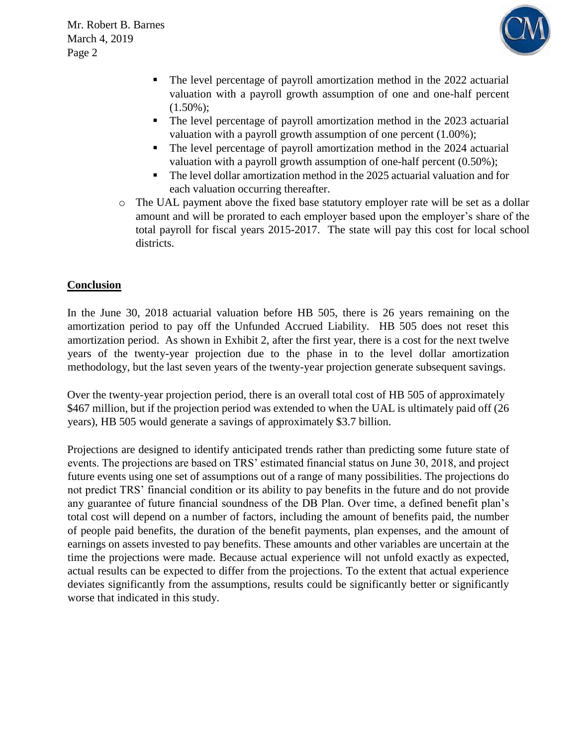- The level percentage of payroll amortization method in the 2022 actuarial valuation with a payroll growth assumption of one and one-half percent (1.50%);
  - The level percentage of payroll amortization method in the 2023 actuarial valuation with a payroll growth assumption of one percent (1.00%);
  - The level percentage of payroll amortization method in the 2024 actuarial valuation with a payroll growth assumption of one-half percent (0.50%);
  - The level dollar amortization method in the 2025 actuarial valuation and for each valuation occurring thereafter.
- The UAL payment above the fixed base statutory employer rate will be set as a dollar amount and will be prorated to each employer based upon the employer's share of the total payroll for fiscal years 2015-2017. The state will pay this cost for local school districts.

## Conclusion

In the June 30, 2018 actuarial valuation before HB 505, there is 26 years remaining on the amortization period to pay off the Unfunded Accrued Liability. HB 505 does not reset this amortization period. As shown in Exhibit 2, after the first year, there is a cost for the next twelve years of the twenty-year projection due to the phase in to the level dollar amortization methodology, but the last seven years of the twenty-year projection generate subsequent savings.

Over the twenty-year projection period, there is an overall total cost of HB 505 of approximately $467 million, but if the projection period was extended to when the UAL is ultimately paid off (26 years), HB 505 would generate a savings of approximately $3.7 billion.

Projections are designed to identify anticipated trends rather than predicting some future state of events. The projections are based on TRS' estimated financial status on June 30, 2018, and project future events using one set of assumptions out of a range of many possibilities. The projections do not predict TRS' financial condition or its ability to pay benefits in the future and do not provide any guarantee of future financial soundness of the DB Plan. Over time, a defined benefit plan's total cost will depend on a number of factors, including the amount of benefits paid, the number of people paid benefits, the duration of the benefit payments, plan expenses, and the amount of earnings on assets invested to pay benefits. These amounts and other variables are uncertain at the time the projections were made. Because actual experience will not unfold exactly as expected, actual results can be expected to differ from the projections. To the extent that actual experience deviates significantly from the assumptions, results could be significantly better or significantly worse that indicated in this study.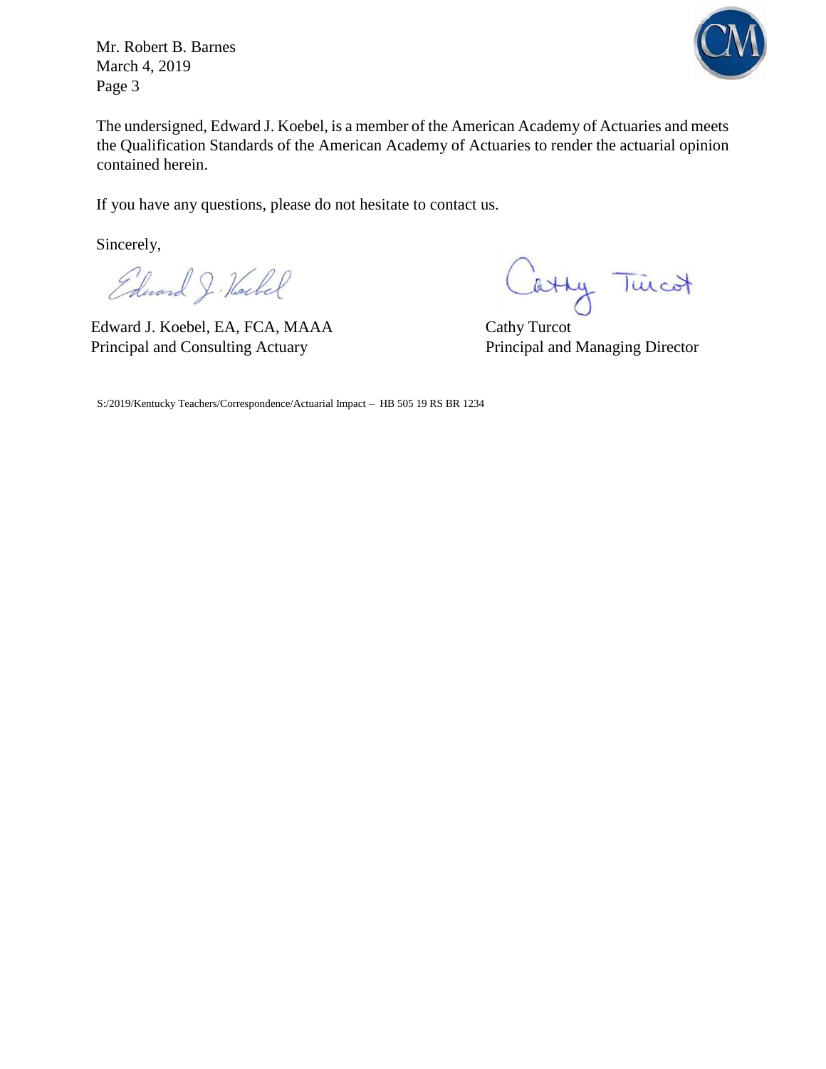The undersigned, Edward J. Koebel, is a member of the American Academy of Actuaries and meets the Qualification Standards of the American Academy of Actuaries to render the actuarial opinion contained herein.

If you have any questions, please do not hesitate to contact us.

Sincerely,

Edward J. Koebel, EA, FCA, MAAA
Principal and Consulting Actuary

Cathy Turcot
Principal and Managing Director

S:/2019/Kentucky Teachers/Correspondence/Actuarial Impact – HB 505 19 RS BR 1234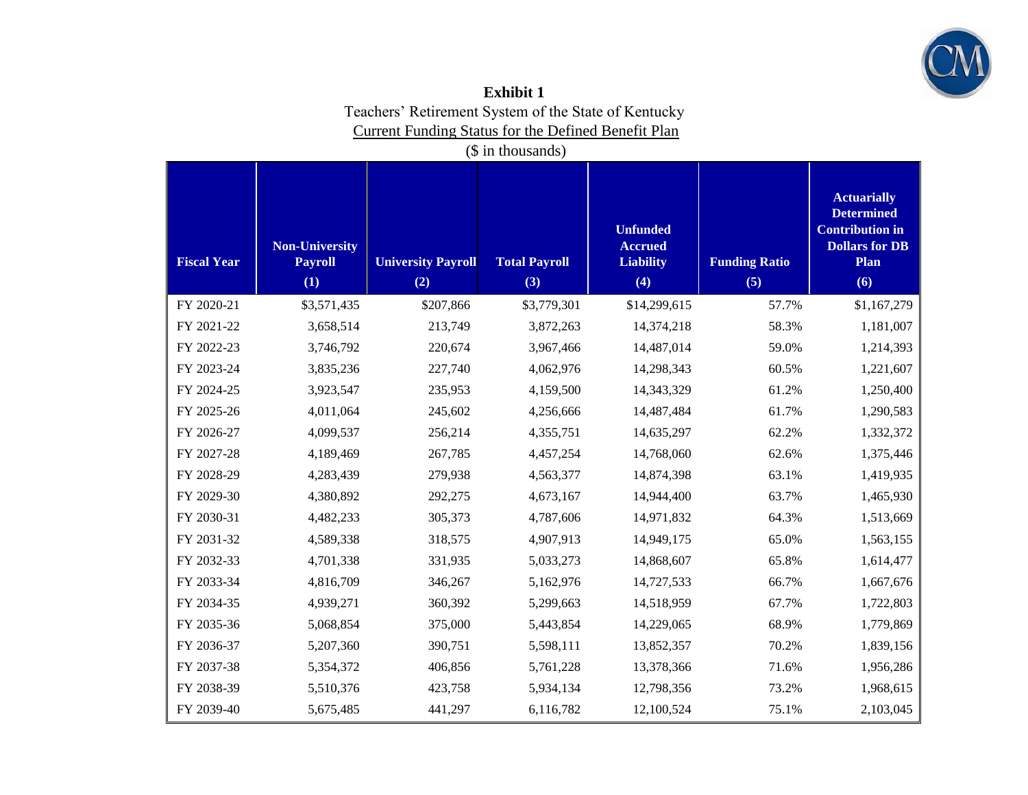# Exhibit 1

Teachers' Retirement System of the State of Kentucky

Current Funding Status for the Defined Benefit Plan

($ in thousands)

| Fiscal Year | Non-University Payroll (1) | University Payroll (2) | Total Payroll (3) | Unfunded Accrued Liability (4) | Funding Ratio (5) | Actuarially Determined Contribution in Dollars for DB Plan (6) |
|---|---|---|---|---|---|---|
| FY 2020-21 | $3,571,435 | $207,866 | $3,779,301 | $14,299,615 | 57.7% | $1,167,279 |
| FY 2021-22 | 3,658,514 | 213,749 | 3,872,263 | 14,374,218 | 58.3% | 1,181,007 |
| FY 2022-23 | 3,746,792 | 220,674 | 3,967,466 | 14,487,014 | 59.0% | 1,214,393 |
| FY 2023-24 | 3,835,236 | 227,740 | 4,062,976 | 14,298,343 | 60.5% | 1,221,607 |
| FY 2024-25 | 3,923,547 | 235,953 | 4,159,500 | 14,343,329 | 61.2% | 1,250,400 |
| FY 2025-26 | 4,011,064 | 245,602 | 4,256,666 | 14,487,484 | 61.7% | 1,290,583 |
| FY 2026-27 | 4,099,537 | 256,214 | 4,355,751 | 14,635,297 | 62.2% | 1,332,372 |
| FY 2027-28 | 4,189,469 | 267,785 | 4,457,254 | 14,768,060 | 62.6% | 1,375,446 |
| FY 2028-29 | 4,283,439 | 279,938 | 4,563,377 | 14,874,398 | 63.1% | 1,419,935 |
| FY 2029-30 | 4,380,892 | 292,275 | 4,673,167 | 14,944,400 | 63.7% | 1,465,930 |
| FY 2030-31 | 4,482,233 | 305,373 | 4,787,606 | 14,971,832 | 64.3% | 1,513,669 |
| FY 2031-32 | 4,589,338 | 318,575 | 4,907,913 | 14,949,175 | 65.0% | 1,563,155 |
| FY 2032-33 | 4,701,338 | 331,935 | 5,033,273 | 14,868,607 | 65.8% | 1,614,477 |
| FY 2033-34 | 4,816,709 | 346,267 | 5,162,976 | 14,727,533 | 66.7% | 1,667,676 |
| FY 2034-35 | 4,939,271 | 360,392 | 5,299,663 | 14,518,959 | 67.7% | 1,722,803 |
| FY 2035-36 | 5,068,854 | 375,000 | 5,443,854 | 14,229,065 | 68.9% | 1,779,869 |
| FY 2036-37 | 5,207,360 | 390,751 | 5,598,111 | 13,852,357 | 70.2% | 1,839,156 |
| FY 2037-38 | 5,354,372 | 406,856 | 5,761,228 | 13,378,366 | 71.6% | 1,956,286 |
| FY 2038-39 | 5,510,376 | 423,758 | 5,934,134 | 12,798,356 | 73.2% | 1,968,615 |
| FY 2039-40 | 5,675,485 | 441,297 | 6,116,782 | 12,100,524 | 75.1% | 2,103,045 |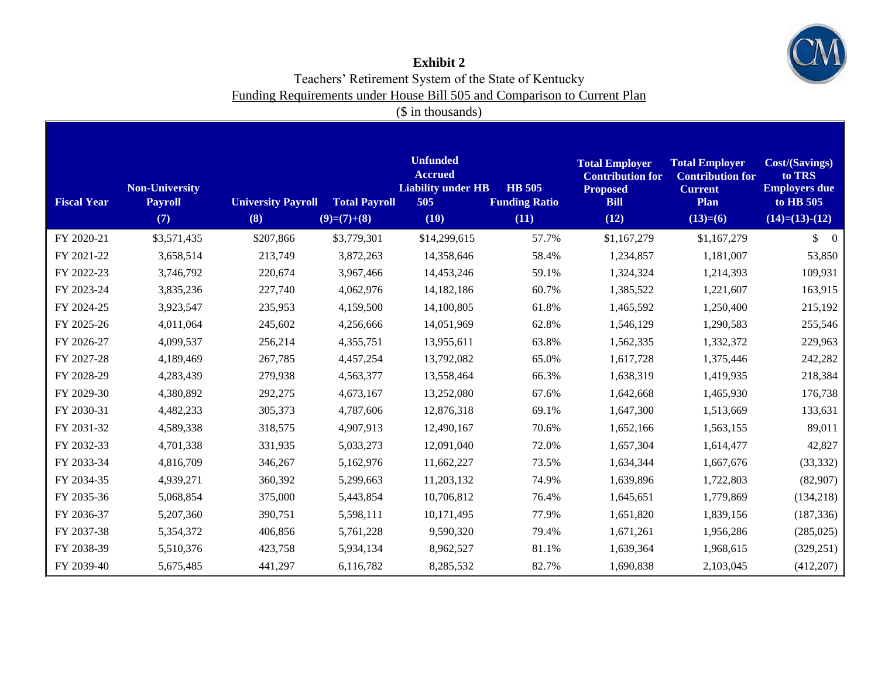**Exhibit 2**

Teachers' Retirement System of the State of Kentucky

Funding Requirements under House Bill 505 and Comparison to Current Plan

($ in thousands)

| Fiscal Year | Non-University Payroll (7) | University Payroll (8) | Total Payroll (9)=(7)+(8) | Unfunded Accrued Liability under HB 505 (10) | HB 505 Funding Ratio (11) | Total Employer Contribution for Proposed Bill (12) | Total Employer Contribution for Current Plan (13)=(6) | Cost/(Savings) to TRS Employers due to HB 505 (14)=(13)-(12) |
|---|---|---|---|---|---|---|---|---|
| FY 2020-21 | $3,571,435 | $207,866 | $3,779,301 | $14,299,615 | 57.7% | $1,167,279 | $1,167,279 | $ 0 |
| FY 2021-22 | 3,658,514 | 213,749 | 3,872,263 | 14,358,646 | 58.4% | 1,234,857 | 1,181,007 | 53,850 |
| FY 2022-23 | 3,746,792 | 220,674 | 3,967,466 | 14,453,246 | 59.1% | 1,324,324 | 1,214,393 | 109,931 |
| FY 2023-24 | 3,835,236 | 227,740 | 4,062,976 | 14,182,186 | 60.7% | 1,385,522 | 1,221,607 | 163,915 |
| FY 2024-25 | 3,923,547 | 235,953 | 4,159,500 | 14,100,805 | 61.8% | 1,465,592 | 1,250,400 | 215,192 |
| FY 2025-26 | 4,011,064 | 245,602 | 4,256,666 | 14,051,969 | 62.8% | 1,546,129 | 1,290,583 | 255,546 |
| FY 2026-27 | 4,099,537 | 256,214 | 4,355,751 | 13,955,611 | 63.8% | 1,562,335 | 1,332,372 | 229,963 |
| FY 2027-28 | 4,189,469 | 267,785 | 4,457,254 | 13,792,082 | 65.0% | 1,617,728 | 1,375,446 | 242,282 |
| FY 2028-29 | 4,283,439 | 279,938 | 4,563,377 | 13,558,464 | 66.3% | 1,638,319 | 1,419,935 | 218,384 |
| FY 2029-30 | 4,380,892 | 292,275 | 4,673,167 | 13,252,080 | 67.6% | 1,642,668 | 1,465,930 | 176,738 |
| FY 2030-31 | 4,482,233 | 305,373 | 4,787,606 | 12,876,318 | 69.1% | 1,647,300 | 1,513,669 | 133,631 |
| FY 2031-32 | 4,589,338 | 318,575 | 4,907,913 | 12,490,167 | 70.6% | 1,652,166 | 1,563,155 | 89,011 |
| FY 2032-33 | 4,701,338 | 331,935 | 5,033,273 | 12,091,040 | 72.0% | 1,657,304 | 1,614,477 | 42,827 |
| FY 2033-34 | 4,816,709 | 346,267 | 5,162,976 | 11,662,227 | 73.5% | 1,634,344 | 1,667,676 | (33,332) |
| FY 2034-35 | 4,939,271 | 360,392 | 5,299,663 | 11,203,132 | 74.9% | 1,639,896 | 1,722,803 | (82,907) |
| FY 2035-36 | 5,068,854 | 375,000 | 5,443,854 | 10,706,812 | 76.4% | 1,645,651 | 1,779,869 | (134,218) |
| FY 2036-37 | 5,207,360 | 390,751 | 5,598,111 | 10,171,495 | 77.9% | 1,651,820 | 1,839,156 | (187,336) |
| FY 2037-38 | 5,354,372 | 406,856 | 5,761,228 | 9,590,320 | 79.4% | 1,671,261 | 1,956,286 | (285,025) |
| FY 2038-39 | 5,510,376 | 423,758 | 5,934,134 | 8,962,527 | 81.1% | 1,639,364 | 1,968,615 | (329,251) |
| FY 2039-40 | 5,675,485 | 441,297 | 6,116,782 | 8,285,532 | 82.7% | 1,690,838 | 2,103,045 | (412,207) |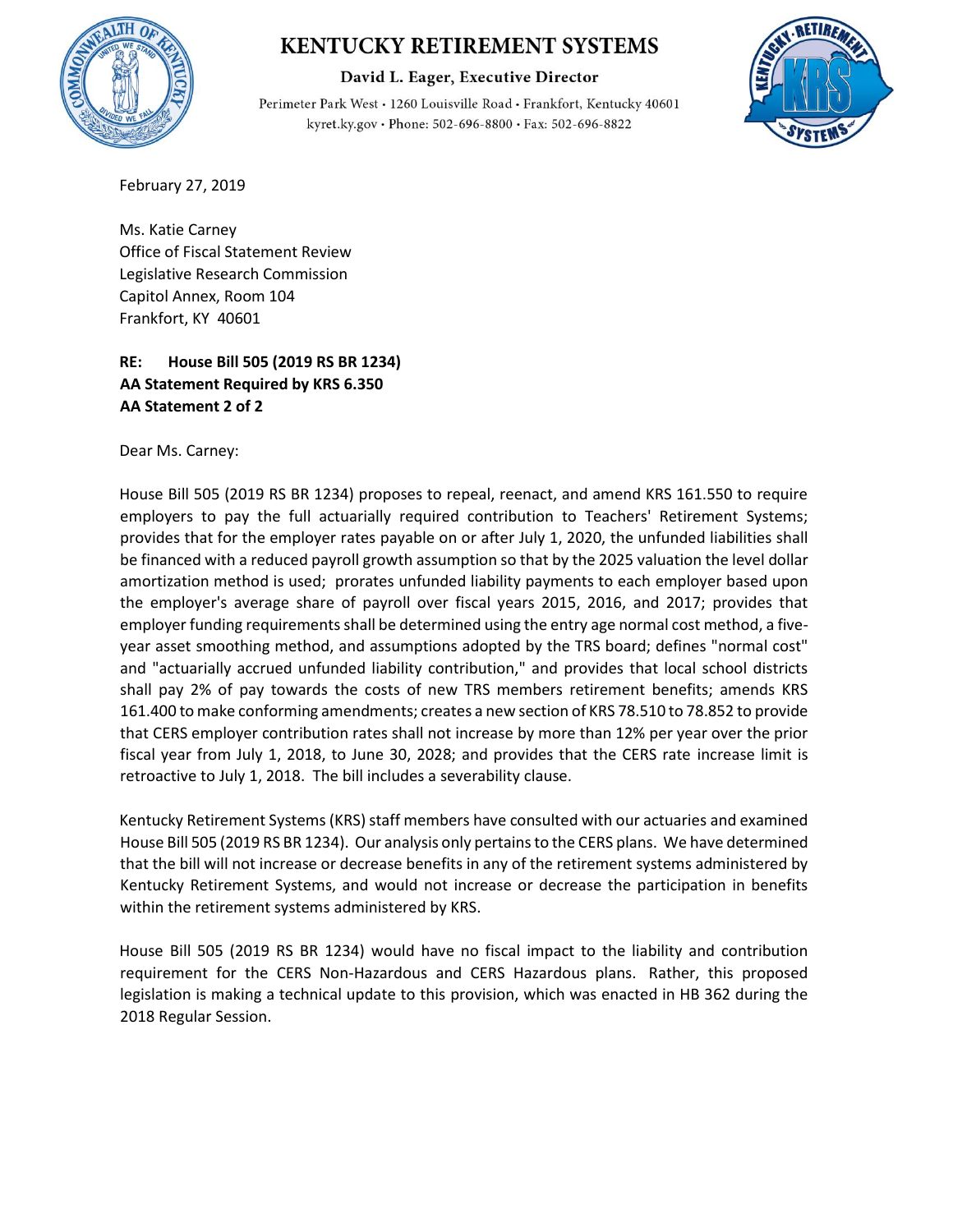# KENTUCKY RETIREMENT SYSTEMS

**David L. Eager, Executive Director**

Perimeter Park West • 1260 Louisville Road • Frankfort, Kentucky 40601
kyret.ky.gov • Phone: 502-696-8800 • Fax: 502-696-8822

February 27, 2019

Ms. Katie Carney
Office of Fiscal Statement Review
Legislative Research Commission
Capitol Annex, Room 104
Frankfort, KY 40601

**RE: House Bill 505 (2019 RS BR 1234)**
**AA Statement Required by KRS 6.350**
**AA Statement 2 of 2**

Dear Ms. Carney:

House Bill 505 (2019 RS BR 1234) proposes to repeal, reenact, and amend KRS 161.550 to require employers to pay the full actuarially required contribution to Teachers' Retirement Systems; provides that for the employer rates payable on or after July 1, 2020, the unfunded liabilities shall be financed with a reduced payroll growth assumption so that by the 2025 valuation the level dollar amortization method is used; prorates unfunded liability payments to each employer based upon the employer's average share of payroll over fiscal years 2015, 2016, and 2017; provides that employer funding requirements shall be determined using the entry age normal cost method, a five-year asset smoothing method, and assumptions adopted by the TRS board; defines "normal cost" and "actuarially accrued unfunded liability contribution," and provides that local school districts shall pay 2% of pay towards the costs of new TRS members retirement benefits; amends KRS 161.400 to make conforming amendments; creates a new section of KRS 78.510 to 78.852 to provide that CERS employer contribution rates shall not increase by more than 12% per year over the prior fiscal year from July 1, 2018, to June 30, 2028; and provides that the CERS rate increase limit is retroactive to July 1, 2018. The bill includes a severability clause.

Kentucky Retirement Systems (KRS) staff members have consulted with our actuaries and examined House Bill 505 (2019 RS BR 1234). Our analysis only pertains to the CERS plans. We have determined that the bill will not increase or decrease benefits in any of the retirement systems administered by Kentucky Retirement Systems, and would not increase or decrease the participation in benefits within the retirement systems administered by KRS.

House Bill 505 (2019 RS BR 1234) would have no fiscal impact to the liability and contribution requirement for the CERS Non-Hazardous and CERS Hazardous plans. Rather, this proposed legislation is making a technical update to this provision, which was enacted in HB 362 during the 2018 Regular Session.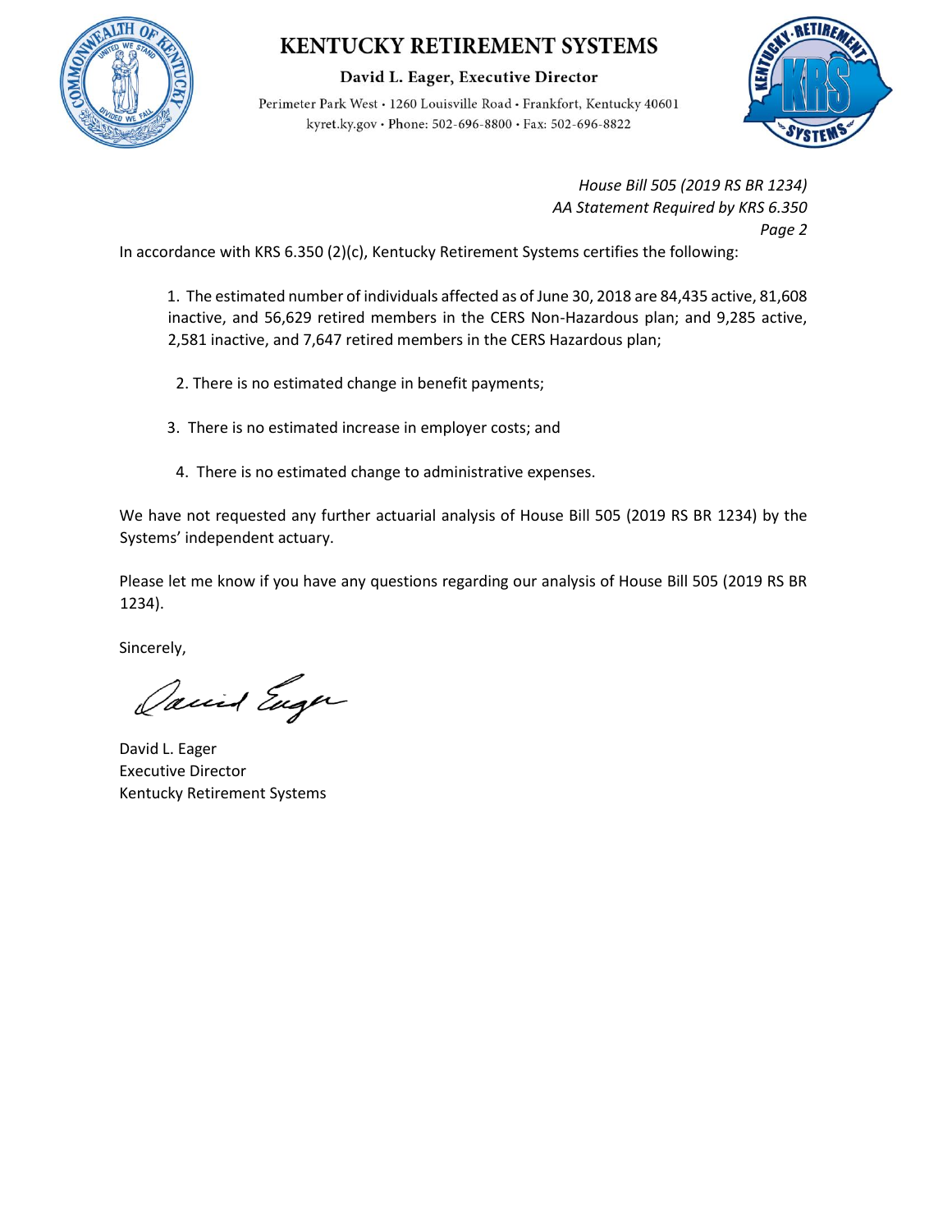# KENTUCKY RETIREMENT SYSTEMS

**David L. Eager, Executive Director**

Perimeter Park West • 1260 Louisville Road • Frankfort, Kentucky 40601
kyret.ky.gov • Phone: 502-696-8800 • Fax: 502-696-8822

*House Bill 505 (2019 RS BR 1234)*
*AA Statement Required by KRS 6.350*
*Page 2*

In accordance with KRS 6.350 (2)(c), Kentucky Retirement Systems certifies the following:

1. The estimated number of individuals affected as of June 30, 2018 are 84,435 active, 81,608 inactive, and 56,629 retired members in the CERS Non-Hazardous plan; and 9,285 active, 2,581 inactive, and 7,647 retired members in the CERS Hazardous plan;

2. There is no estimated change in benefit payments;

3. There is no estimated increase in employer costs; and

4. There is no estimated change to administrative expenses.

We have not requested any further actuarial analysis of House Bill 505 (2019 RS BR 1234) by the Systems' independent actuary.

Please let me know if you have any questions regarding our analysis of House Bill 505 (2019 RS BR 1234).

Sincerely,

David Eager

David L. Eager
Executive Director
Kentucky Retirement Systems